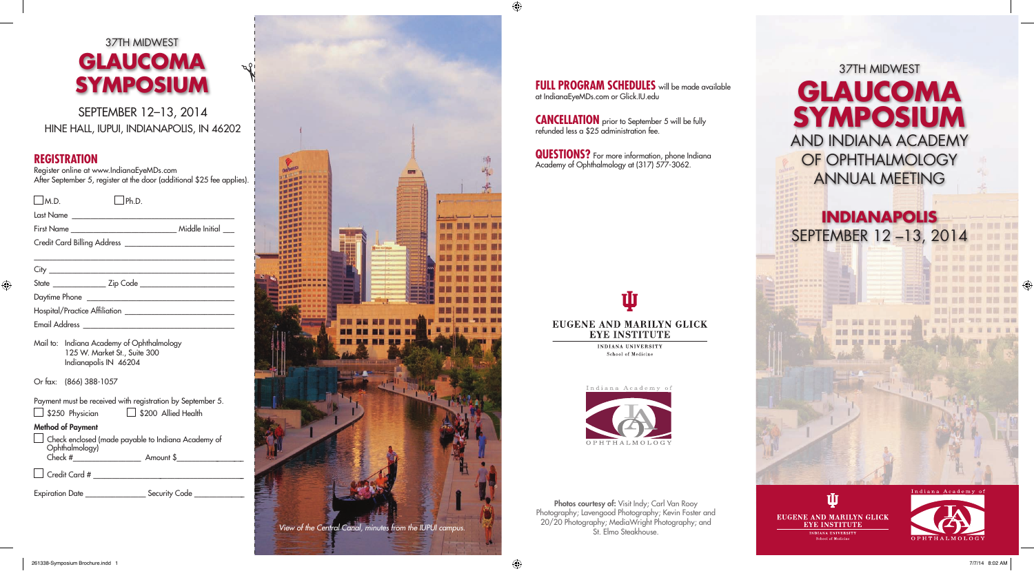37TH MIDWEST

# GLAUCOMA SYMPOSIUM

SEPTEMBER 12–13, 2014

HINE HALL, IUPUI, INDIANAPOLIS, IN 46202

## REGISTRATION

Register online at www.IndianaEyeMDs.com

After September 5, register at the door (additional $25 fee applies).

☐ M.D. ☐ Ph.D.

Last Name ____________________________________

First Name ______________________ Middle Initial ___

Credit Card Billing Address ________________________

____________________________________________

City ________________________________________

State ____________ Zip Code _____________________

Daytime Phone _________________________________

Hospital/Practice Affiliation _______________________

Email Address _________________________________

Mail to: Indiana Academy of Ophthalmology
125 W. Market St., Suite 300
Indianapolis IN 46204

Or fax: (866) 388-1057

Payment must be received with registration by September 5.

☐ $250 Physician ☐ $200 Allied Health

**Method of Payment**

☐ Check enclosed (made payable to Indiana Academy of Ophthalmology)
Check #________________ Amount $________________

☐ Credit Card # ____________________________________

Expiration Date ______________ Security Code ___________

*View of the Central Canal, minutes from the IUPUI campus.*

**FULL PROGRAM SCHEDULES** will be made available at IndianaEyeMDs.com or Glick.IU.edu

**CANCELLATION** prior to September 5 will be fully refunded less a $25 administration fee.

**QUESTIONS?** For more information, phone Indiana Academy of Ophthalmology at (317) 577-3062.

EUGENE AND MARILYN GLICK EYE INSTITUTE
INDIANA UNIVERSITY
School of Medicine

Indiana Academy of OPHTHALMOLOGY

**Photos courtesy of:** Visit Indy; Carl Van Rooy Photography; Lavengood Photography; Kevin Foster and 20/20 Photography; MediaWright Photography; and St. Elmo Steakhouse.

37TH MIDWEST

# GLAUCOMA SYMPOSIUM

AND INDIANA ACADEMY OF OPHTHALMOLOGY ANNUAL MEETING

## INDIANAPOLIS

SEPTEMBER 12 –13, 2014

EUGENE AND MARILYN GLICK EYE INSTITUTE
INDIANA UNIVERSITY
School of Medicine

Indiana Academy of OPHTHALMOLOGY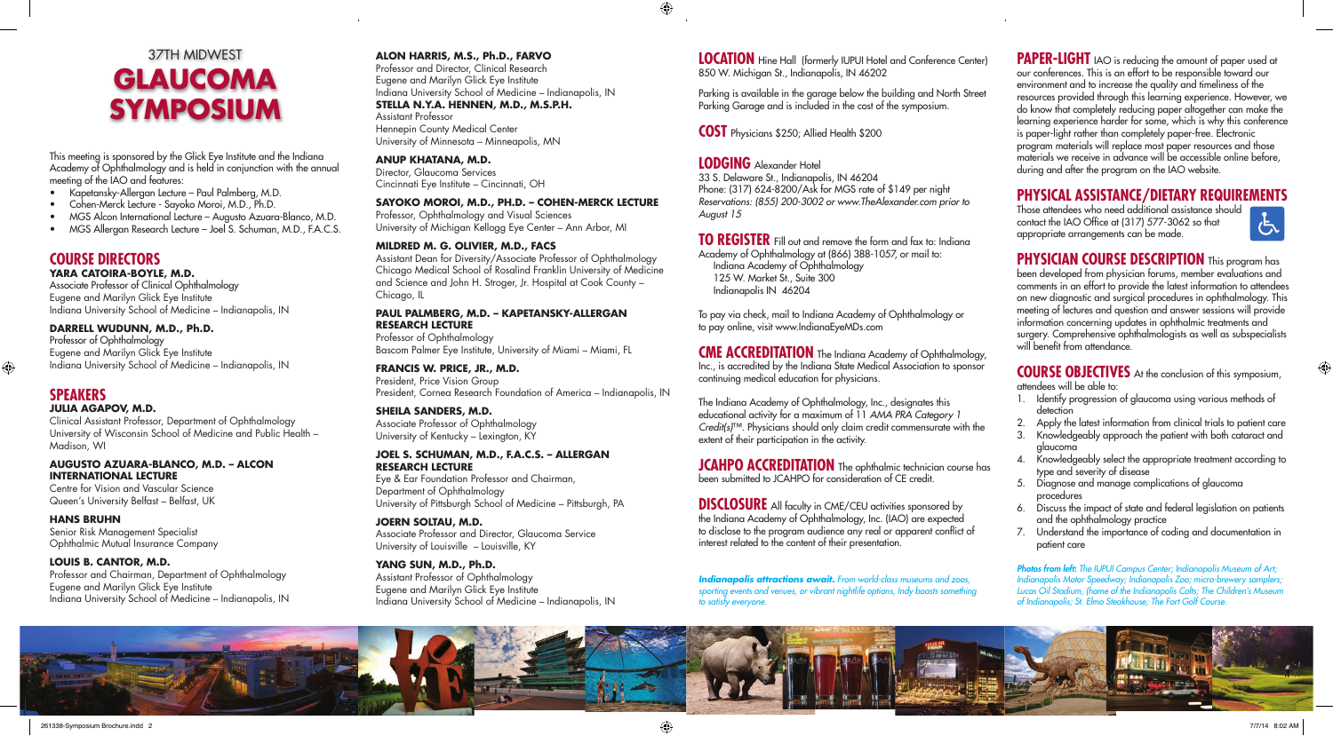37TH MIDWEST

# GLAUCOMA SYMPOSIUM

This meeting is sponsored by the Glick Eye Institute and the Indiana Academy of Ophthalmology and is held in conjunction with the annual meeting of the IAO and features:

- Kapetansky-Allergan Lecture – Paul Palmberg, M.D.
- Cohen-Merck Lecture - Sayoko Moroi, M.D., Ph.D.
- MGS Alcon International Lecture – Augusto Azuara-Blanco, M.D.
- MGS Allergan Research Lecture – Joel S. Schuman, M.D., F.A.C.S.

## COURSE DIRECTORS

**YARA CATOIRA-BOYLE, M.D.**
Associate Professor of Clinical Ophthalmology
Eugene and Marilyn Glick Eye Institute
Indiana University School of Medicine – Indianapolis, IN

**DARRELL WUDUNN, M.D., Ph.D.**
Professor of Ophthalmology
Eugene and Marilyn Glick Eye Institute
Indiana University School of Medicine – Indianapolis, IN

## SPEAKERS

**JULIA AGAPOV, M.D.**
Clinical Assistant Professor, Department of Ophthalmology
University of Wisconsin School of Medicine and Public Health – Madison, WI

**AUGUSTO AZUARA-BLANCO, M.D. – ALCON INTERNATIONAL LECTURE**
Centre for Vision and Vascular Science
Queen's University Belfast – Belfast, UK

**HANS BRUHN**
Senior Risk Management Specialist
Ophthalmic Mutual Insurance Company

**LOUIS B. CANTOR, M.D.**
Professor and Chairman, Department of Ophthalmology
Eugene and Marilyn Glick Eye Institute
Indiana University School of Medicine – Indianapolis, IN

**ALON HARRIS, M.S., Ph.D., FARVO**
Professor and Director, Clinical Research
Eugene and Marilyn Glick Eye Institute
Indiana University School of Medicine – Indianapolis, IN

**STELLA N.Y.A. HENNEN, M.D., M.S.P.H.**
Assistant Professor
Hennepin County Medical Center
University of Minnesota – Minneapolis, MN

**ANUP KHATANA, M.D.**
Director, Glaucoma Services
Cincinnati Eye Institute – Cincinnati, OH

**SAYOKO MOROI, M.D., PH.D. – COHEN-MERCK LECTURE**
Professor, Ophthalmology and Visual Sciences
University of Michigan Kellogg Eye Center – Ann Arbor, MI

**MILDRED M. G. OLIVIER, M.D., FACS**
Assistant Dean for Diversity/Associate Professor of Ophthalmology
Chicago Medical School of Rosalind Franklin University of Medicine and Science and John H. Stroger, Jr. Hospital at Cook County – Chicago, IL

**PAUL PALMBERG, M.D. – KAPETANSKY-ALLERGAN RESEARCH LECTURE**
Professor of Ophthalmology
Bascom Palmer Eye Institute, University of Miami – Miami, FL

**FRANCIS W. PRICE, JR., M.D.**
President, Price Vision Group
President, Cornea Research Foundation of America – Indianapolis, IN

**SHEILA SANDERS, M.D.**
Associate Professor of Ophthalmology
University of Kentucky – Lexington, KY

**JOEL S. SCHUMAN, M.D., F.A.C.S. – ALLERGAN RESEARCH LECTURE**
Eye & Ear Foundation Professor and Chairman,
Department of Ophthalmology
University of Pittsburgh School of Medicine – Pittsburgh, PA

**JOERN SOLTAU, M.D.**
Associate Professor and Director, Glaucoma Service
University of Louisville – Louisville, KY

**YANG SUN, M.D., Ph.D.**
Assistant Professor of Ophthalmology
Eugene and Marilyn Glick Eye Institute
Indiana University School of Medicine – Indianapolis, IN

**LOCATION** Hine Hall (formerly IUPUI Hotel and Conference Center)
850 W. Michigan St., Indianapolis, IN 46202

Parking is available in the garage below the building and North Street Parking Garage and is included in the cost of the symposium.

**COST** Physicians $250; Allied Health $200

**LODGING** Alexander Hotel
33 S. Delaware St., Indianapolis, IN 46204
Phone: (317) 624-8200/Ask for MGS rate of $149 per night
*Reservations: (855) 200-3002 or www.TheAlexander.com prior to August 15*

**TO REGISTER** Fill out and remove the form and fax to: Indiana Academy of Ophthalmology at (866) 388-1057, or mail to:
Indiana Academy of Ophthalmology
125 W. Market St., Suite 300
Indianapolis IN 46204

To pay via check, mail to Indiana Academy of Ophthalmology or to pay online, visit www.IndianaEyeMDs.com

**CME ACCREDITATION** The Indiana Academy of Ophthalmology, Inc., is accredited by the Indiana State Medical Association to sponsor continuing medical education for physicians.

The Indiana Academy of Ophthalmology, Inc., designates this educational activity for a maximum of 11 *AMA PRA Category 1 Credit(s)*™. Physicians should only claim credit commensurate with the extent of their participation in the activity.

**JCAHPO ACCREDITATION** The ophthalmic technician course has been submitted to JCAHPO for consideration of CE credit.

**DISCLOSURE** All faculty in CME/CEU activities sponsored by the Indiana Academy of Ophthalmology, Inc. (IAO) are expected to disclose to the program audience any real or apparent conflict of interest related to the content of their presentation.

***Indianapolis attractions await.*** *From world-class museums and zoos, sporting events and venues, or vibrant nightlife options, Indy boasts something to satisfy everyone.*

**PAPER-LIGHT** IAO is reducing the amount of paper used at our conferences. This is an effort to be responsible toward our environment and to increase the quality and timeliness of the resources provided through this learning experience. However, we do know that completely reducing paper altogether can make the learning experience harder for some, which is why this conference is paper-light rather than completely paper-free. Electronic program materials will replace most paper resources and those materials we receive in advance will be accessible online before, during and after the program on the IAO website.

**PHYSICAL ASSISTANCE/DIETARY REQUIREMENTS**
Those attendees who need additional assistance should contact the IAO Office at (317) 577-3062 so that appropriate arrangements can be made.

**PHYSICIAN COURSE DESCRIPTION** This program has been developed from physician forums, member evaluations and comments in an effort to provide the latest information to attendees on new diagnostic and surgical procedures in ophthalmology. This meeting of lectures and question and answer sessions will provide information concerning updates in ophthalmic treatments and surgery. Comprehensive ophthalmologists as well as subspecialists will benefit from attendance.

**COURSE OBJECTIVES** At the conclusion of this symposium, attendees will be able to:

1. Identify progression of glaucoma using various methods of detection
2. Apply the latest information from clinical trials to patient care
3. Knowledgeably approach the patient with both cataract and glaucoma
4. Knowledgeably select the appropriate treatment according to type and severity of disease
5. Diagnose and manage complications of glaucoma procedures
6. Discuss the impact of state and federal legislation on patients and the ophthalmology practice
7. Understand the importance of coding and documentation in patient care

***Photos from left:*** *The IUPUI Campus Center; Indianapolis Museum of Art; Indianapolis Motor Speedway; Indianapolis Zoo; micro-brewery samplers; Lucas Oil Stadium, (home of the Indianapolis Colts; The Children's Museum of Indianapolis; St. Elmo Steakhouse; The Fort Golf Course.*